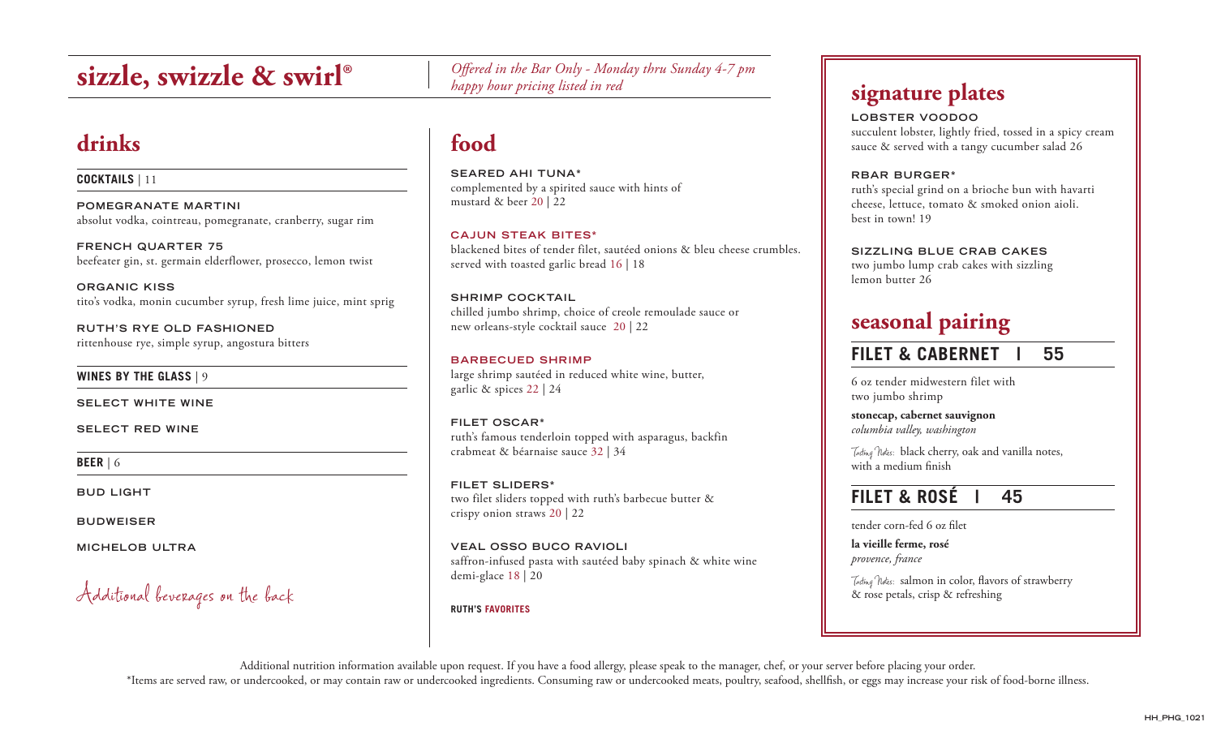# sizzle, swizzle & swirl®

*Offered in the Bar Only - Monday thru Sunday 4-7 pm*
*happy hour pricing listed in red*

## drinks

**COCKTAILS** | 11

**POMEGRANATE MARTINI**
absolut vodka, cointreau, pomegranate, cranberry, sugar rim

**FRENCH QUARTER 75**
beefeater gin, st. germain elderflower, prosecco, lemon twist

**ORGANIC KISS**
tito's vodka, monin cucumber syrup, fresh lime juice, mint sprig

**RUTH'S RYE OLD FASHIONED**
rittenhouse rye, simple syrup, angostura bitters

**WINES BY THE GLASS** | 9

SELECT WHITE WINE

SELECT RED WINE

**BEER** | 6

BUD LIGHT

BUDWEISER

MICHELOB ULTRA

*Additional beverages on the back*

## food

**SEARED AHI TUNA***
complemented by a spirited sauce with hints of mustard & beer 20 | 22

**CAJUN STEAK BITES***
blackened bites of tender filet, sautéed onions & bleu cheese crumbles. served with toasted garlic bread 16 | 18

**SHRIMP COCKTAIL**
chilled jumbo shrimp, choice of creole remoulade sauce or new orleans-style cocktail sauce 20 | 22

**BARBECUED SHRIMP**
large shrimp sautéed in reduced white wine, butter, garlic & spices 22 | 24

**FILET OSCAR***
ruth's famous tenderloin topped with asparagus, backfin crabmeat & béarnaise sauce 32 | 34

**FILET SLIDERS***
two filet sliders topped with ruth's barbecue butter & crispy onion straws 20 | 22

**VEAL OSSO BUCO RAVIOLI**
saffron-infused pasta with sautéed baby spinach & white wine demi-glace 18 | 20

RUTH'S FAVORITES

## signature plates

**LOBSTER VOODOO**
succulent lobster, lightly fried, tossed in a spicy cream sauce & served with a tangy cucumber salad 26

**RBAR BURGER***
ruth's special grind on a brioche bun with havarti cheese, lettuce, tomato & smoked onion aioli. best in town! 19

**SIZZLING BLUE CRAB CAKES**
two jumbo lump crab cakes with sizzling lemon butter 26

## seasonal pairing

### FILET & CABERNET | 55

6 oz tender midwestern filet with two jumbo shrimp

**stonecap, cabernet sauvignon**
*columbia valley, washington*

*Tasting Notes:* black cherry, oak and vanilla notes, with a medium finish

### FILET & ROSÉ | 45

tender corn-fed 6 oz filet

**la vieille ferme, rosé**
*provence, france*

*Tasting Notes:* salmon in color, flavors of strawberry & rose petals, crisp & refreshing

Additional nutrition information available upon request. If you have a food allergy, please speak to the manager, chef, or your server before placing your order.
*Items are served raw, or undercooked, or may contain raw or undercooked ingredients. Consuming raw or undercooked meats, poultry, seafood, shellfish, or eggs may increase your risk of food-borne illness.

HH_PHG_1021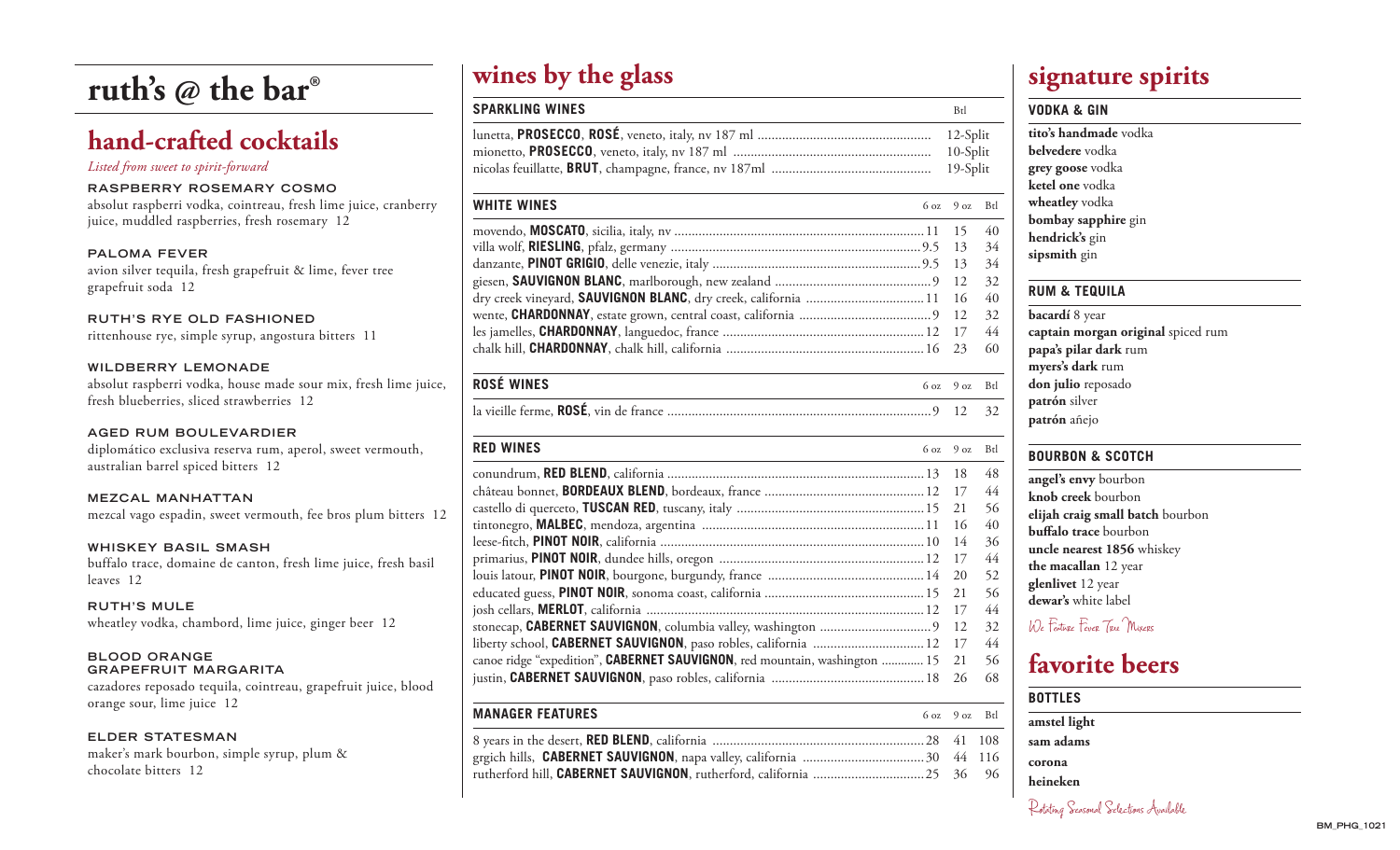# ruth's @ the bar®

## hand-crafted cocktails

*Listed from sweet to spirit-forward*

**RASPBERRY ROSEMARY COSMO**
absolut raspberri vodka, cointreau, fresh lime juice, cranberry juice, muddled raspberries, fresh rosemary 12

**PALOMA FEVER**
avion silver tequila, fresh grapefruit & lime, fever tree grapefruit soda 12

**RUTH'S RYE OLD FASHIONED**
rittenhouse rye, simple syrup, angostura bitters 11

**WILDBERRY LEMONADE**
absolut raspberri vodka, house made sour mix, fresh lime juice, fresh blueberries, sliced strawberries 12

**AGED RUM BOULEVARDIER**
diplomático exclusiva reserva rum, aperol, sweet vermouth, australian barrel spiced bitters 12

**MEZCAL MANHATTAN**
mezcal vago espadin, sweet vermouth, fee bros plum bitters 12

**WHISKEY BASIL SMASH**
buffalo trace, domaine de canton, fresh lime juice, fresh basil leaves 12

**RUTH'S MULE**
wheatley vodka, chambord, lime juice, ginger beer 12

**BLOOD ORANGE GRAPEFRUIT MARGARITA**
cazadores reposado tequila, cointreau, grapefruit juice, blood orange sour, lime juice 12

**ELDER STATESMAN**
maker's mark bourbon, simple syrup, plum & chocolate bitters 12

# wines by the glass

| SPARKLING WINES | Btl |
|---|---|
| lunetta, **PROSECCO**, **ROSÉ**, veneto, italy, nv 187 ml | 12-Split |
| mionetto, **PROSECCO**, veneto, italy, nv 187 ml | 10-Split |
| nicolas feuillatte, **BRUT**, champagne, france, nv 187ml | 19-Split |

| WHITE WINES | 6 oz | 9 oz | Btl |
|---|---|---|---|
| movendo, **MOSCATO**, sicilia, italy, nv | 11 | 15 | 40 |
| villa wolf, **RIESLING**, pfalz, germany | 9.5 | 13 | 34 |
| danzante, **PINOT GRIGIO**, delle venezie, italy | 9.5 | 13 | 34 |
| giesen, **SAUVIGNON BLANC**, marlborough, new zealand | 9 | 12 | 32 |
| dry creek vineyard, **SAUVIGNON BLANC**, dry creek, california | 11 | 16 | 40 |
| wente, **CHARDONNAY**, estate grown, central coast, california | 9 | 12 | 32 |
| les jamelles, **CHARDONNAY**, languedoc, france | 12 | 17 | 44 |
| chalk hill, **CHARDONNAY**, chalk hill, california | 16 | 23 | 60 |

| ROSÉ WINES | 6 oz | 9 oz | Btl |
|---|---|---|---|
| la vieille ferme, **ROSÉ**, vin de france | 9 | 12 | 32 |

| RED WINES | 6 oz | 9 oz | Btl |
|---|---|---|---|
| conundrum, **RED BLEND**, california | 13 | 18 | 48 |
| château bonnet, **BORDEAUX BLEND**, bordeaux, france | 12 | 17 | 44 |
| castello di querceto, **TUSCAN RED**, tuscany, italy | 15 | 21 | 56 |
| tintonegro, **MALBEC**, mendoza, argentina | 11 | 16 | 40 |
| leese-fitch, **PINOT NOIR**, california | 10 | 14 | 36 |
| primarius, **PINOT NOIR**, dundee hills, oregon | 12 | 17 | 44 |
| louis latour, **PINOT NOIR**, bourgone, burgundy, france | 14 | 20 | 52 |
| educated guess, **PINOT NOIR**, sonoma coast, california | 15 | 21 | 56 |
| josh cellars, **MERLOT**, california | 12 | 17 | 44 |
| stonecap, **CABERNET SAUVIGNON**, columbia valley, washington | 9 | 12 | 32 |
| liberty school, **CABERNET SAUVIGNON**, paso robles, california | 12 | 17 | 44 |
| canoe ridge "expedition", **CABERNET SAUVIGNON**, red mountain, washington | 15 | 21 | 56 |
| justin, **CABERNET SAUVIGNON**, paso robles, california | 18 | 26 | 68 |

| MANAGER FEATURES | 6 oz | 9 oz | Btl |
|---|---|---|---|
| 8 years in the desert, **RED BLEND**, california | 28 | 41 | 108 |
| grgich hills, **CABERNET SAUVIGNON**, napa valley, california | 30 | 44 | 116 |
| rutherford hill, **CABERNET SAUVIGNON**, rutherford, california | 25 | 36 | 96 |

# signature spirits

### VODKA & GIN

**tito's handmade** vodka
**belvedere** vodka
**grey goose** vodka
**ketel one** vodka
**wheatley** vodka
**bombay sapphire** gin
**hendrick's** gin
**sipsmith** gin

### RUM & TEQUILA

**bacardí** 8 year
**captain morgan original** spiced rum
**papa's pilar dark** rum
**myers's dark** rum
**don julio** reposado
**patrón** silver
**patrón** añejo

### BOURBON & SCOTCH

**angel's envy** bourbon
**knob creek** bourbon
**elijah craig small batch** bourbon
**buffalo trace** bourbon
**uncle nearest 1856** whiskey
**the macallan** 12 year
**glenlivet** 12 year
**dewar's** white label

*We Feature Fever Tree Mixers*

# favorite beers

### BOTTLES

**amstel light**
**sam adams**
**corona**
**heineken**

*Rotating Seasonal Selections Available*

BM_PHG_1021